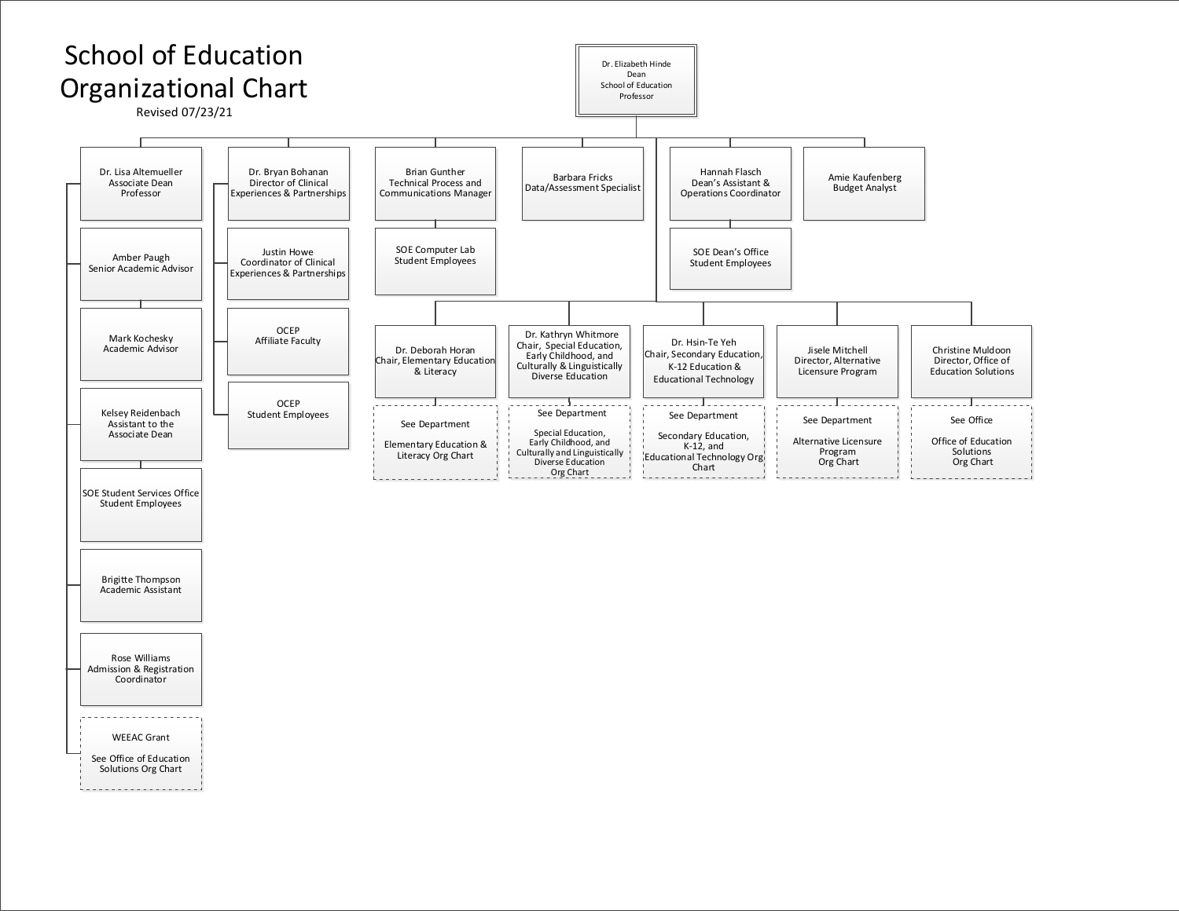# School of Education Organizational Chart

Revised 07/23/21

- **Dr. Elizabeth Hinde** — Dean, School of Education, Professor
  - **Dr. Lisa Altemueller** — Associate Dean, Professor
    - Amber Paugh — Senior Academic Advisor
      - Mark Kochesky — Academic Advisor
    - Kelsey Reidenbach — Assistant to the Associate Dean
    - SOE Student Services Office Student Employees
    - Brigitte Thompson — Academic Assistant
    - Rose Williams — Admission & Registration Coordinator
    - WEEAC Grant — See Office of Education Solutions Org Chart
  - **Dr. Bryan Bohanan** — Director of Clinical Experiences & Partnerships
    - Justin Howe — Coordinator of Clinical Experiences & Partnerships
    - OCEP Affiliate Faculty
    - OCEP Student Employees
  - **Brian Gunther** — Technical Process and Communications Manager
    - SOE Computer Lab Student Employees
  - **Barbara Fricks** — Data/Assessment Specialist
  - **Hannah Flasch** — Dean's Assistant & Operations Coordinator
    - SOE Dean's Office Student Employees
  - **Amie Kaufenberg** — Budget Analyst
  - **Dr. Deborah Horan** — Chair, Elementary Education & Literacy
    - See Department: Elementary Education & Literacy Org Chart
  - **Dr. Kathryn Whitmore** — Chair, Special Education, Early Childhood, and Culturally & Linguistically Diverse Education
    - See Department: Special Education, Early Childhood, and Culturally and Linguistically Diverse Education Org Chart
  - **Dr. Hsin-Te Yeh** — Chair, Secondary Education, K-12 Education & Educational Technology
    - See Department: Secondary Education, K-12, and Educational Technology Org Chart
  - **Jisele Mitchell** — Director, Alternative Licensure Program
    - See Department: Alternative Licensure Program Org Chart
  - **Christine Muldoon** — Director, Office of Education Solutions
    - See Office: Office of Education Solutions Org Chart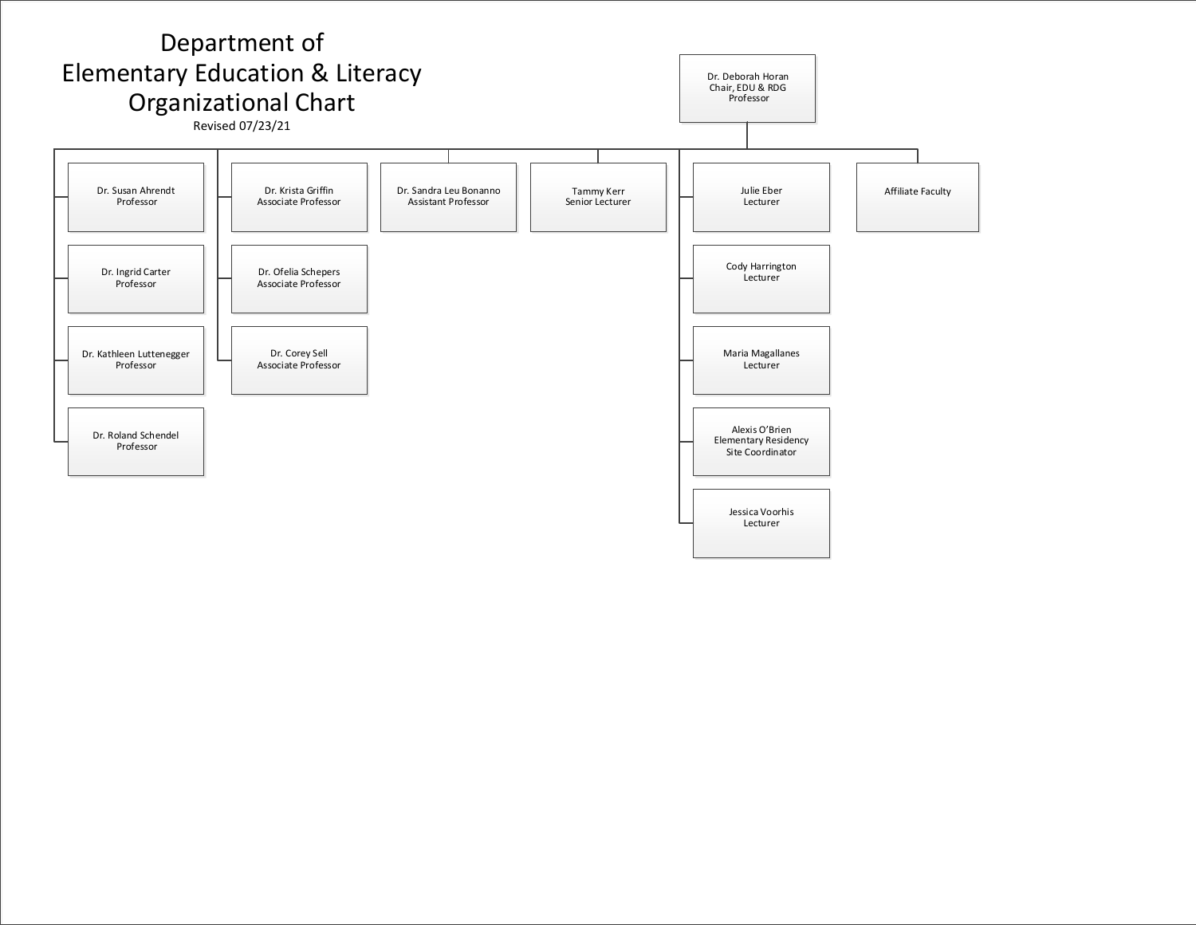# Department of Elementary Education & Literacy Organizational Chart

Revised 07/23/21

- Dr. Deborah Horan
  Chair, EDU & RDG
  Professor
  - Dr. Susan Ahrendt, Professor
  - Dr. Ingrid Carter, Professor
  - Dr. Kathleen Luttenegger, Professor
  - Dr. Roland Schendel, Professor
  - Dr. Krista Griffin, Associate Professor
  - Dr. Ofelia Schepers, Associate Professor
  - Dr. Corey Sell, Associate Professor
  - Dr. Sandra Leu Bonanno, Assistant Professor
  - Tammy Kerr, Senior Lecturer
  - Julie Eber, Lecturer
  - Cody Harrington, Lecturer
  - Maria Magallanes, Lecturer
  - Alexis O'Brien, Elementary Residency Site Coordinator
  - Jessica Voorhis, Lecturer
  - Affiliate Faculty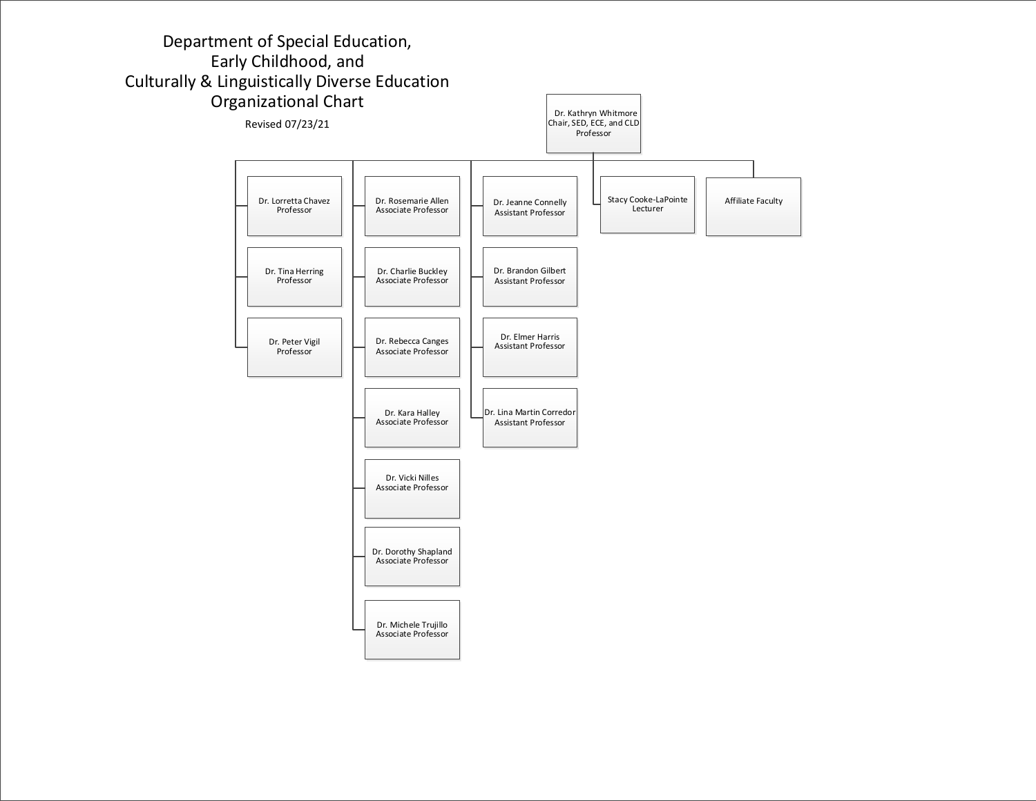# Department of Special Education, Early Childhood, and Culturally & Linguistically Diverse Education Organizational Chart

Revised 07/23/21

- Dr. Kathryn Whitmore
  Chair, SED, ECE, and CLD
  Professor
  - Dr. Lorretta Chavez, Professor
  - Dr. Tina Herring, Professor
  - Dr. Peter Vigil, Professor
  - Dr. Rosemarie Allen, Associate Professor
  - Dr. Charlie Buckley, Associate Professor
  - Dr. Rebecca Canges, Associate Professor
  - Dr. Kara Halley, Associate Professor
  - Dr. Vicki Nilles, Associate Professor
  - Dr. Dorothy Shapland, Associate Professor
  - Dr. Michele Trujillo, Associate Professor
  - Dr. Jeanne Connelly, Assistant Professor
  - Dr. Brandon Gilbert, Assistant Professor
  - Dr. Elmer Harris, Assistant Professor
  - Dr. Lina Martin Corredor, Assistant Professor
  - Stacy Cooke-LaPointe, Lecturer
  - Affiliate Faculty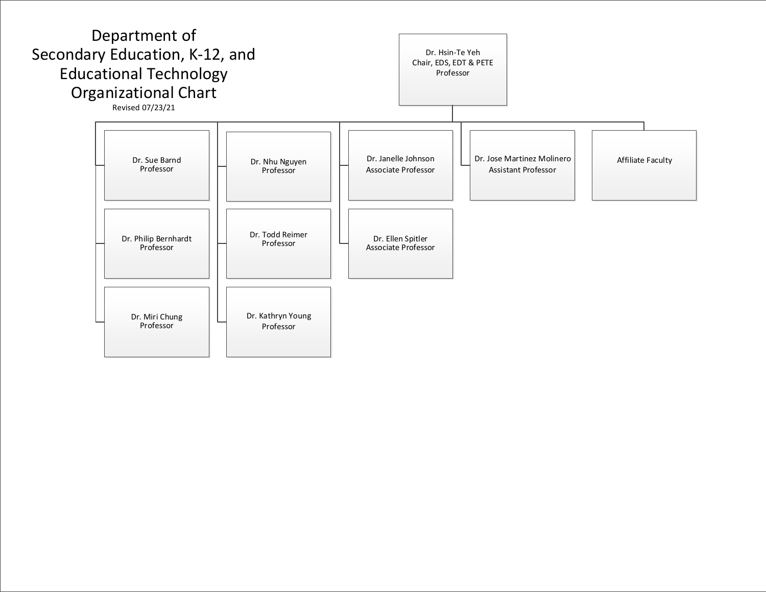# Department of Secondary Education, K-12, and Educational Technology Organizational Chart

Revised 07/23/21

- **Dr. Hsin-Te Yeh**
  Chair, EDS, EDT & PETE
  Professor
  - Dr. Sue Barnd, Professor
  - Dr. Philip Bernhardt, Professor
  - Dr. Miri Chung, Professor
  - Dr. Nhu Nguyen, Professor
  - Dr. Todd Reimer, Professor
  - Dr. Kathryn Young, Professor
  - Dr. Janelle Johnson, Associate Professor
  - Dr. Ellen Spitler, Associate Professor
  - Dr. Jose Martinez Molinero, Assistant Professor
  - Affiliate Faculty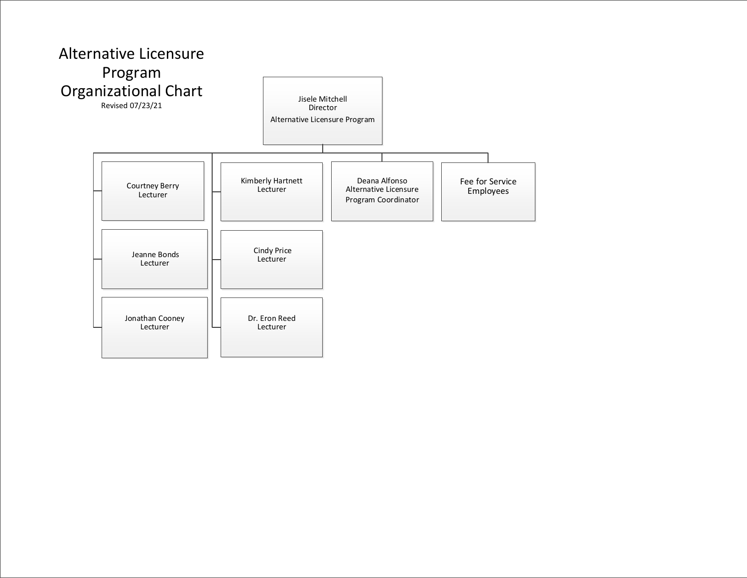# Alternative Licensure Program Organizational Chart

Revised 07/23/21

- **Jisele Mitchell**, Director, Alternative Licensure Program
  - Courtney Berry, Lecturer
  - Jeanne Bonds, Lecturer
  - Jonathan Cooney, Lecturer
  - Kimberly Hartnett, Lecturer
  - Cindy Price, Lecturer
  - Dr. Eron Reed, Lecturer
  - Deana Alfonso, Alternative Licensure Program Coordinator
  - Fee for Service Employees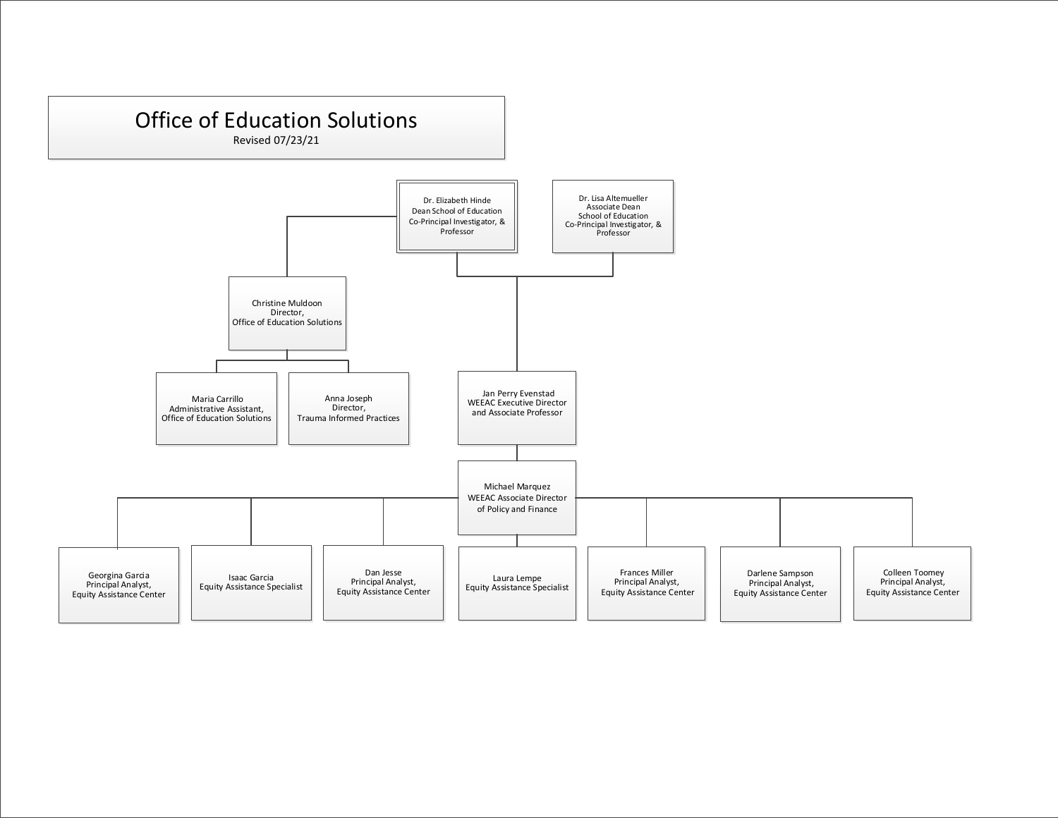# Office of Education Solutions

Revised 07/23/21

Dr. Elizabeth Hinde
Dean School of Education
Co-Principal Investigator, &
Professor

Dr. Lisa Altemueller
Associate Dean
School of Education
Co-Principal Investigator, &
Professor

Christine Muldoon
Director,
Office of Education Solutions

Maria Carrillo
Administrative Assistant,
Office of Education Solutions

Anna Joseph
Director,
Trauma Informed Practices

Jan Perry Evenstad
WEEAC Executive Director
and Associate Professor

Michael Marquez
WEEAC Associate Director
of Policy and Finance

Georgina Garcia
Principal Analyst,
Equity Assistance Center

Isaac Garcia
Equity Assistance Specialist

Dan Jesse
Principal Analyst,
Equity Assistance Center

Laura Lempe
Equity Assistance Specialist

Frances Miller
Principal Analyst,
Equity Assistance Center

Darlene Sampson
Principal Analyst,
Equity Assistance Center

Colleen Toomey
Principal Analyst,
Equity Assistance Center